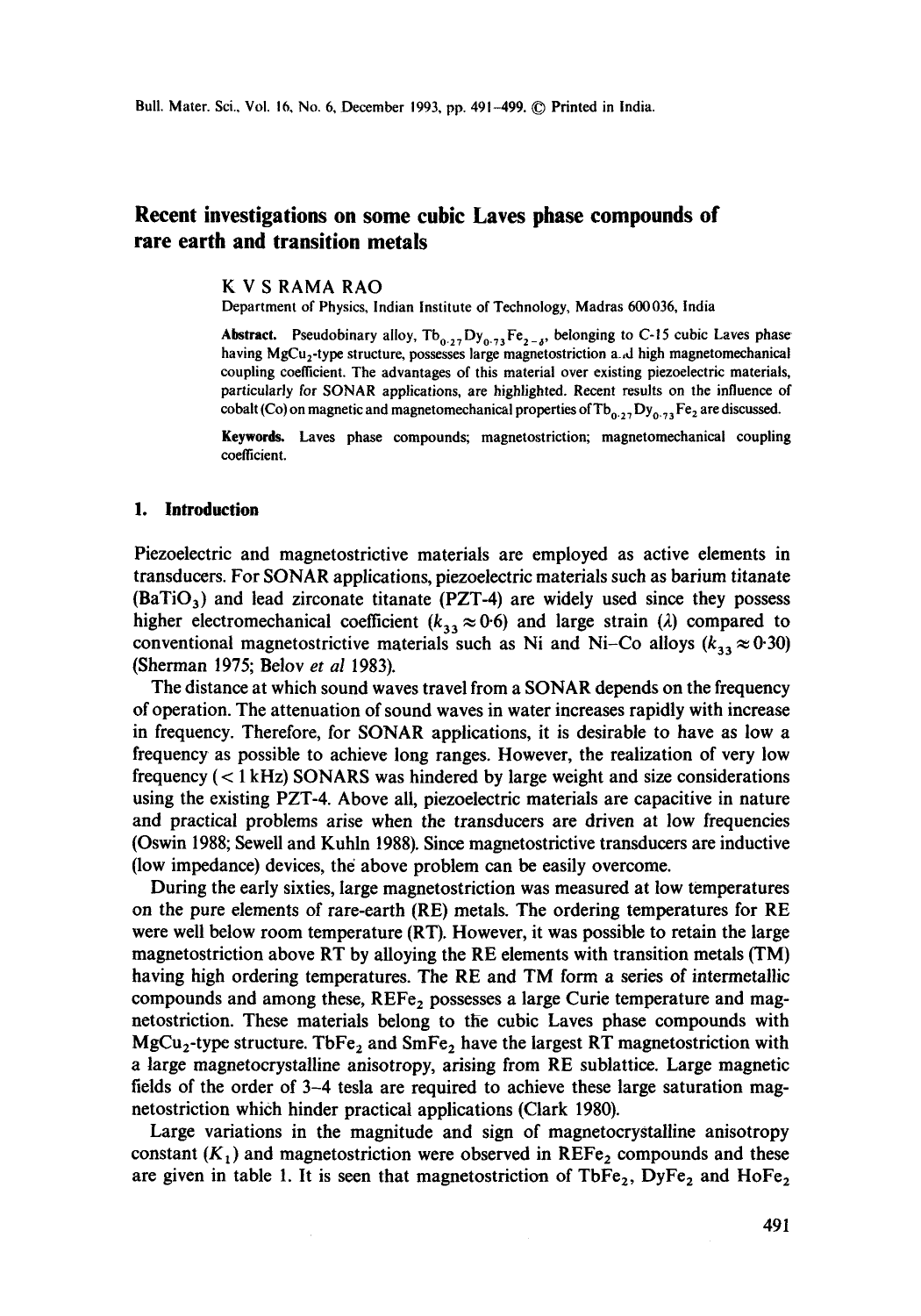# Recent investigations on some cubic Laves phase compounds of rare earth and transition metals

K V S RAMA RAO

Department of Physics, Indian Institute of Technology, Madras 600036, India

**Abstract.** Pseudobinary alloy, $Tb_{0.27}Dy_{0.73}Fe_{2-\delta}$, belonging to C-15 cubic Laves phase having $MgCu_2$-type structure, possesses large magnetostriction and high magnetomechanical coupling coefficient. The advantages of this material over existing piezoelectric materials, particularly for SONAR applications, are highlighted. Recent results on the influence of cobalt (Co) on magnetic and magnetomechanical properties of $Tb_{0.27}Dy_{0.73}Fe_2$ are discussed.

**Keywords.** Laves phase compounds; magnetostriction; magnetomechanical coupling coefficient.

## 1. Introduction

Piezoelectric and magnetostrictive materials are employed as active elements in transducers. For SONAR applications, piezoelectric materials such as barium titanate ($BaTiO_3$) and lead zirconate titanate (PZT-4) are widely used since they possess higher electromechanical coefficient ($k_{33} \approx 0{\cdot}6$) and large strain ($\lambda$) compared to conventional magnetostrictive materials such as Ni and Ni–Co alloys ($k_{33} \approx 0{\cdot}30$) (Sherman 1975; Belov *et al* 1983).

The distance at which sound waves travel from a SONAR depends on the frequency of operation. The attenuation of sound waves in water increases rapidly with increase in frequency. Therefore, for SONAR applications, it is desirable to have as low a frequency as possible to achieve long ranges. However, the realization of very low frequency (< 1 kHz) SONARS was hindered by large weight and size considerations using the existing PZT-4. Above all, piezoelectric materials are capacitive in nature and practical problems arise when the transducers are driven at low frequencies (Oswin 1988; Sewell and Kuhln 1988). Since magnetostrictive transducers are inductive (low impedance) devices, the above problem can be easily overcome.

During the early sixties, large magnetostriction was measured at low temperatures on the pure elements of rare-earth (RE) metals. The ordering temperatures for RE were well below room temperature (RT). However, it was possible to retain the large magnetostriction above RT by alloying the RE elements with transition metals (TM) having high ordering temperatures. The RE and TM form a series of intermetallic compounds and among these, $REFe_2$ possesses a large Curie temperature and magnetostriction. These materials belong to the cubic Laves phase compounds with $MgCu_2$-type structure. $TbFe_2$ and $SmFe_2$ have the largest RT magnetostriction with a large magnetocrystalline anisotropy, arising from RE sublattice. Large magnetic fields of the order of 3–4 tesla are required to achieve these large saturation magnetostriction which hinder practical applications (Clark 1980).

Large variations in the magnitude and sign of magnetocrystalline anisotropy constant ($K_1$) and magnetostriction were observed in $REFe_2$ compounds and these are given in table 1. It is seen that magnetostriction of $TbFe_2$, $DyFe_2$ and $HoFe_2$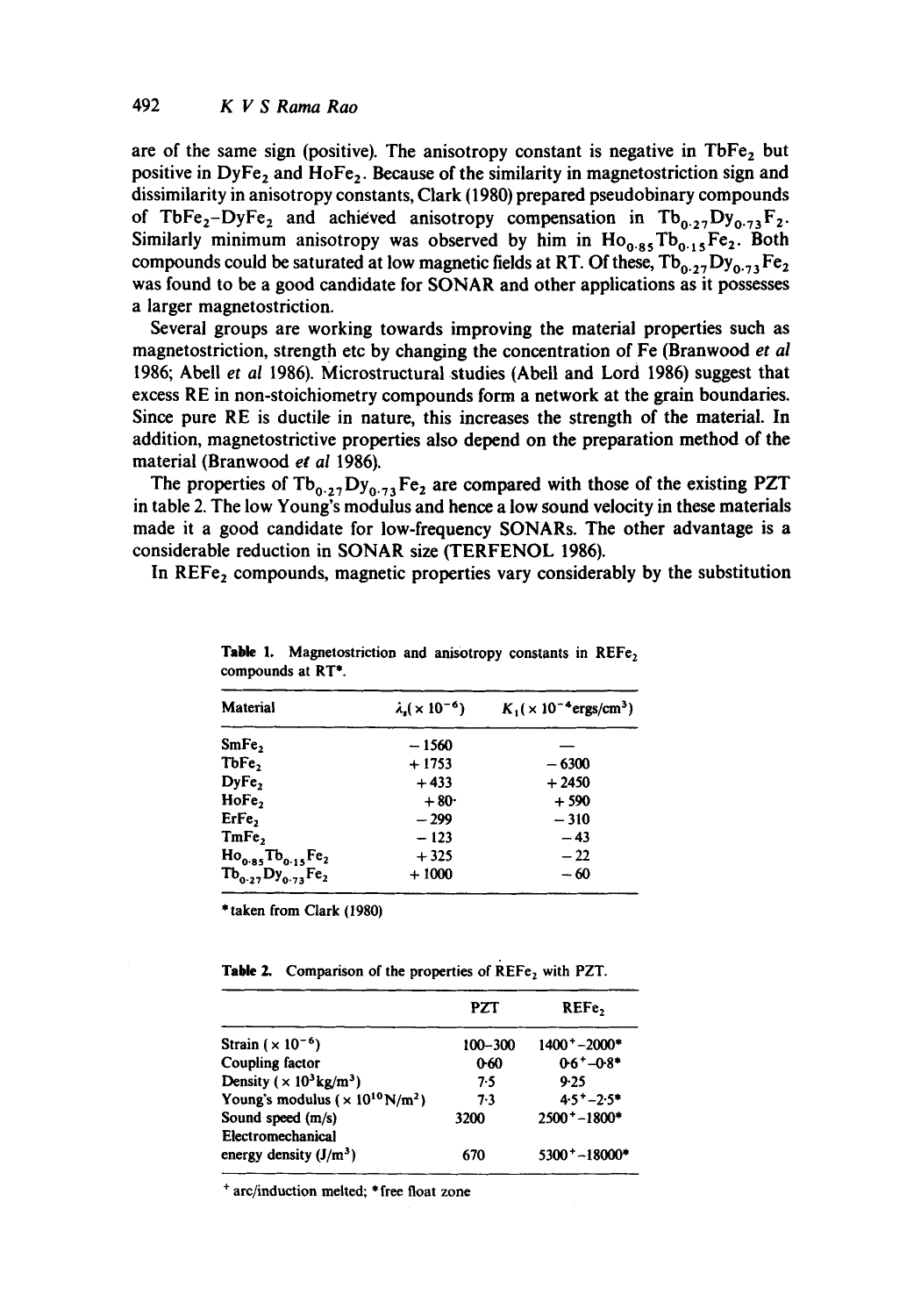are of the same sign (positive). The anisotropy constant is negative in $TbFe_2$ but positive in $DyFe_2$ and $HoFe_2$. Because of the similarity in magnetostriction sign and dissimilarity in anisotropy constants, Clark (1980) prepared pseudobinary compounds of $TbFe_2$–$DyFe_2$ and achieved anisotropy compensation in $Tb_{0.27}Dy_{0.73}F_2$. Similarly minimum anisotropy was observed by him in $Ho_{0.85}Tb_{0.15}Fe_2$. Both compounds could be saturated at low magnetic fields at RT. Of these, $Tb_{0.27}Dy_{0.73}Fe_2$ was found to be a good candidate for SONAR and other applications as it possesses a larger magnetostriction.

Several groups are working towards improving the material properties such as magnetostriction, strength etc by changing the concentration of Fe (Branwood *et al* 1986; Abell *et al* 1986). Microstructural studies (Abell and Lord 1986) suggest that excess RE in non-stoichiometry compounds form a network at the grain boundaries. Since pure RE is ductile in nature, this increases the strength of the material. In addition, magnetostrictive properties also depend on the preparation method of the material (Branwood *et al* 1986).

The properties of $Tb_{0.27}Dy_{0.73}Fe_2$ are compared with those of the existing PZT in table 2. The low Young's modulus and hence a low sound velocity in these materials made it a good candidate for low-frequency SONARs. The other advantage is a considerable reduction in SONAR size (TERFENOL 1986).

In $REFe_2$ compounds, magnetic properties vary considerably by the substitution

**Table 1.** Magnetostriction and anisotropy constants in $REFe_2$ compounds at RT*.

| Material | $\lambda_s (\times 10^{-6})$ | $K_1 (\times 10^{-4} \text{ergs/cm}^3)$ |
|---|---|---|
| $SmFe_2$ | −1560 | — |
| $TbFe_2$ | +1753 | −6300 |
| $DyFe_2$ | +433 | +2450 |
| $HoFe_2$ | +80 | +590 |
| $ErFe_2$ | −299 | −310 |
| $TmFe_2$ | −123 | −43 |
| $Ho_{0.85}Tb_{0.15}Fe_2$ | +325 | −22 |
| $Tb_{0.27}Dy_{0.73}Fe_2$ | +1000 | −60 |

*taken from Clark (1980)

**Table 2.** Comparison of the properties of $REFe_2$ with PZT.

| | PZT | $REFe_2$ |
|---|---|---|
| Strain ($\times 10^{-6}$) | 100–300 | 1400⁺–2000* |
| Coupling factor | 0.60 | 0.6⁺–0.8* |
| Density ($\times 10^3 \text{kg/m}^3$) | 7.5 | 9.25 |
| Young's modulus ($\times 10^{10} \text{N/m}^2$) | 7.3 | 4.5⁺–2.5* |
| Sound speed (m/s) | 3200 | 2500⁺–1800* |
| Electromechanical energy density ($\text{J/m}^3$) | 670 | 5300⁺–18000* |

⁺ arc/induction melted; * free float zone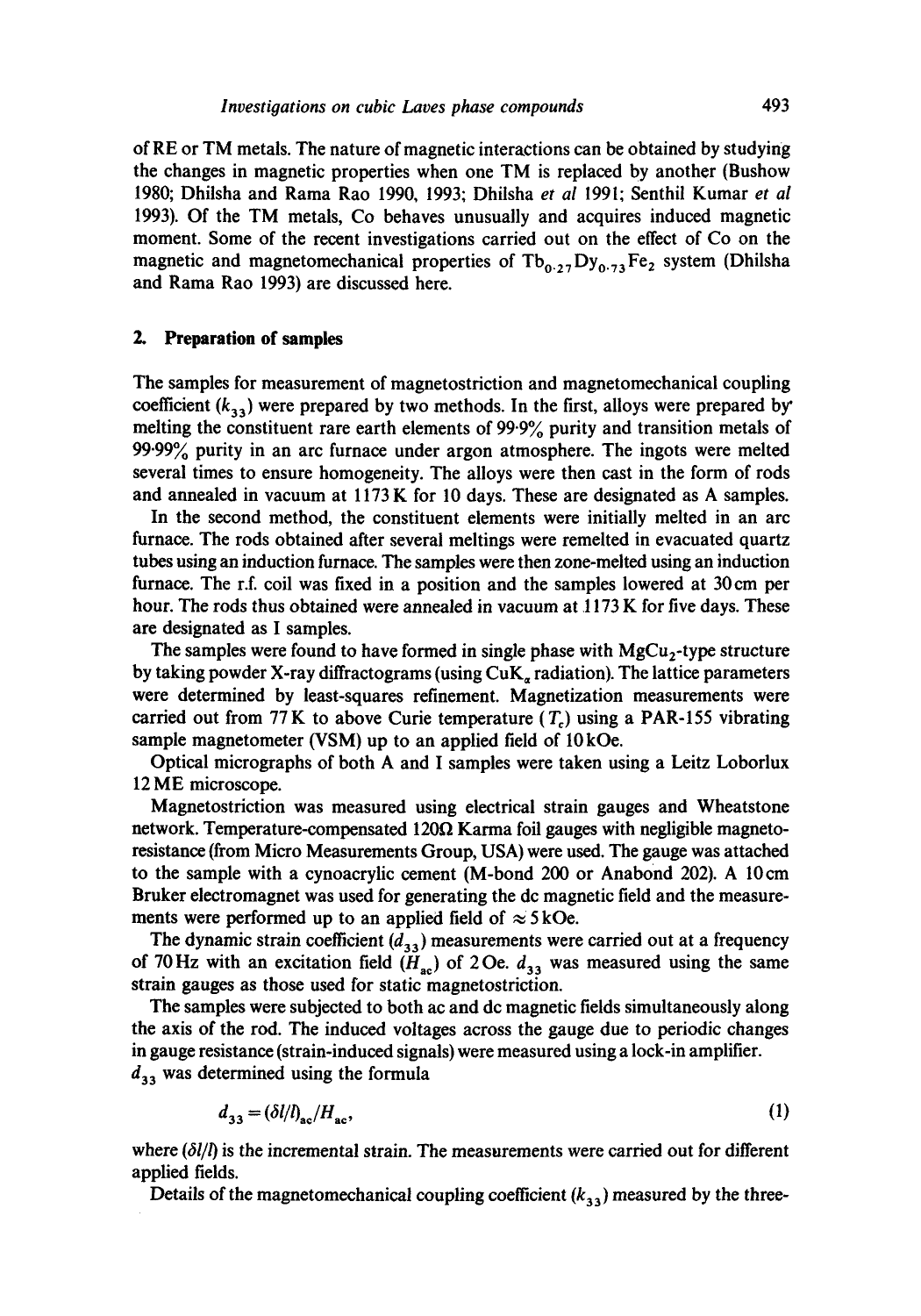of RE or TM metals. The nature of magnetic interactions can be obtained by studying the changes in magnetic properties when one TM is replaced by another (Bushow 1980; Dhilsha and Rama Rao 1990, 1993; Dhilsha *et al* 1991; Senthil Kumar *et al* 1993). Of the TM metals, Co behaves unusually and acquires induced magnetic moment. Some of the recent investigations carried out on the effect of Co on the magnetic and magnetomechanical properties of $Tb_{0.27}Dy_{0.73}Fe_2$ system (Dhilsha and Rama Rao 1993) are discussed here.

## 2. Preparation of samples

The samples for measurement of magnetostriction and magnetomechanical coupling coefficient ($k_{33}$) were prepared by two methods. In the first, alloys were prepared by melting the constituent rare earth elements of 99·9% purity and transition metals of 99·99% purity in an arc furnace under argon atmosphere. The ingots were melted several times to ensure homogeneity. The alloys were then cast in the form of rods and annealed in vacuum at 1173 K for 10 days. These are designated as A samples.

In the second method, the constituent elements were initially melted in an arc furnace. The rods obtained after several meltings were remelted in evacuated quartz tubes using an induction furnace. The samples were then zone-melted using an induction furnace. The r.f. coil was fixed in a position and the samples lowered at 30 cm per hour. The rods thus obtained were annealed in vacuum at 1173 K for five days. These are designated as I samples.

The samples were found to have formed in single phase with $MgCu_2$-type structure by taking powder X-ray diffractograms (using $CuK_\alpha$ radiation). The lattice parameters were determined by least-squares refinement. Magnetization measurements were carried out from 77 K to above Curie temperature ($T_c$) using a PAR-155 vibrating sample magnetometer (VSM) up to an applied field of 10 kOe.

Optical micrographs of both A and I samples were taken using a Leitz Loborlux 12 ME microscope.

Magnetostriction was measured using electrical strain gauges and Wheatstone network. Temperature-compensated 120Ω Karma foil gauges with negligible magnetoresistance (from Micro Measurements Group, USA) were used. The gauge was attached to the sample with a cynoacrylic cement (M-bond 200 or Anabond 202). A 10 cm Bruker electromagnet was used for generating the dc magnetic field and the measurements were performed up to an applied field of $\approx 5$ kOe.

The dynamic strain coefficient ($d_{33}$) measurements were carried out at a frequency of 70 Hz with an excitation field ($H_{ac}$) of 2 Oe. $d_{33}$ was measured using the same strain gauges as those used for static magnetostriction.

The samples were subjected to both ac and dc magnetic fields simultaneously along the axis of the rod. The induced voltages across the gauge due to periodic changes in gauge resistance (strain-induced signals) were measured using a lock-in amplifier. $d_{33}$ was determined using the formula

$$d_{33} = (\delta l/l)_{ac}/H_{ac}, \tag{1}$$

where $(\delta l/l)$ is the incremental strain. The measurements were carried out for different applied fields.

Details of the magnetomechanical coupling coefficient ($k_{33}$) measured by the three-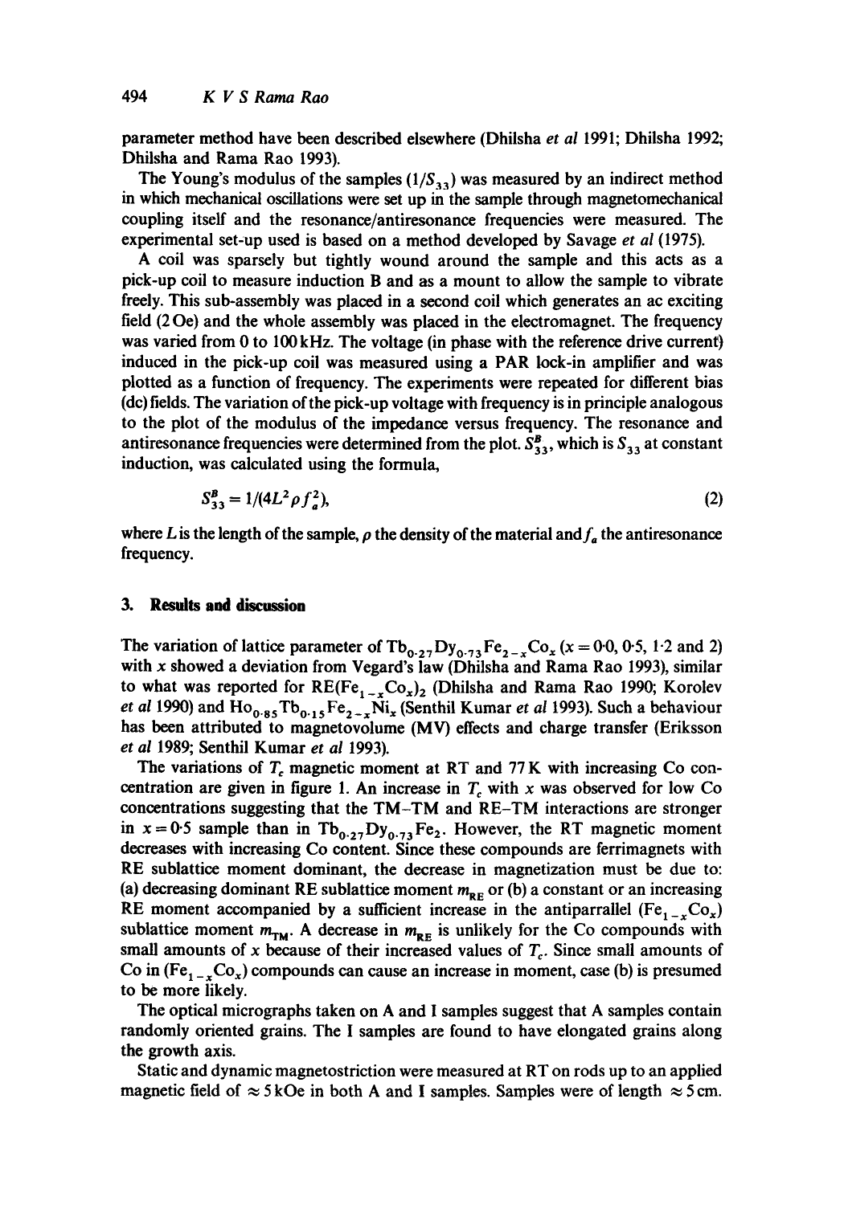parameter method have been described elsewhere (Dhilsha *et al* 1991; Dhilsha 1992; Dhilsha and Rama Rao 1993).

The Young's modulus of the samples ($1/S_{33}$) was measured by an indirect method in which mechanical oscillations were set up in the sample through magnetomechanical coupling itself and the resonance/antiresonance frequencies were measured. The experimental set-up used is based on a method developed by Savage *et al* (1975).

A coil was sparsely but tightly wound around the sample and this acts as a pick-up coil to measure induction B and as a mount to allow the sample to vibrate freely. This sub-assembly was placed in a second coil which generates an ac exciting field (2 Oe) and the whole assembly was placed in the electromagnet. The frequency was varied from 0 to 100 kHz. The voltage (in phase with the reference drive current) induced in the pick-up coil was measured using a PAR lock-in amplifier and was plotted as a function of frequency. The experiments were repeated for different bias (dc) fields. The variation of the pick-up voltage with frequency is in principle analogous to the plot of the modulus of the impedance versus frequency. The resonance and antiresonance frequencies were determined from the plot. $S^B_{33}$, which is $S_{33}$ at constant induction, was calculated using the formula,

$$S^B_{33} = 1/(4L^2 \rho f_a^2), \tag{2}$$

where $L$ is the length of the sample, $\rho$ the density of the material and $f_a$ the antiresonance frequency.

## 3. Results and discussion

The variation of lattice parameter of $Tb_{0\cdot27}Dy_{0\cdot73}Fe_{2-x}Co_x$ ($x = 0{\cdot}0$, $0{\cdot}5$, $1{\cdot}2$ and 2) with $x$ showed a deviation from Vegard's law (Dhilsha and Rama Rao 1993), similar to what was reported for $RE(Fe_{1-x}Co_x)_2$ (Dhilsha and Rama Rao 1990; Korolev *et al* 1990) and $Ho_{0\cdot85}Tb_{0\cdot15}Fe_{2-x}Ni_x$ (Senthil Kumar *et al* 1993). Such a behaviour has been attributed to magnetovolume (MV) effects and charge transfer (Eriksson *et al* 1989; Senthil Kumar *et al* 1993).

The variations of $T_c$ magnetic moment at RT and 77 K with increasing Co concentration are given in figure 1. An increase in $T_c$ with $x$ was observed for low Co concentrations suggesting that the TM–TM and RE–TM interactions are stronger in $x = 0{\cdot}5$ sample than in $Tb_{0\cdot27}Dy_{0\cdot73}Fe_2$. However, the RT magnetic moment decreases with increasing Co content. Since these compounds are ferrimagnets with RE sublattice moment dominant, the decrease in magnetization must be due to: (a) decreasing dominant RE sublattice moment $m_{RE}$ or (b) a constant or an increasing RE moment accompanied by a sufficient increase in the antiparrallel ($Fe_{1-x}Co_x$) sublattice moment $m_{TM}$. A decrease in $m_{RE}$ is unlikely for the Co compounds with small amounts of $x$ because of their increased values of $T_c$. Since small amounts of Co in ($Fe_{1-x}Co_x$) compounds can cause an increase in moment, case (b) is presumed to be more likely.

The optical micrographs taken on A and I samples suggest that A samples contain randomly oriented grains. The I samples are found to have elongated grains along the growth axis.

Static and dynamic magnetostriction were measured at RT on rods up to an applied magnetic field of $\approx 5$ kOe in both A and I samples. Samples were of length $\approx 5$ cm.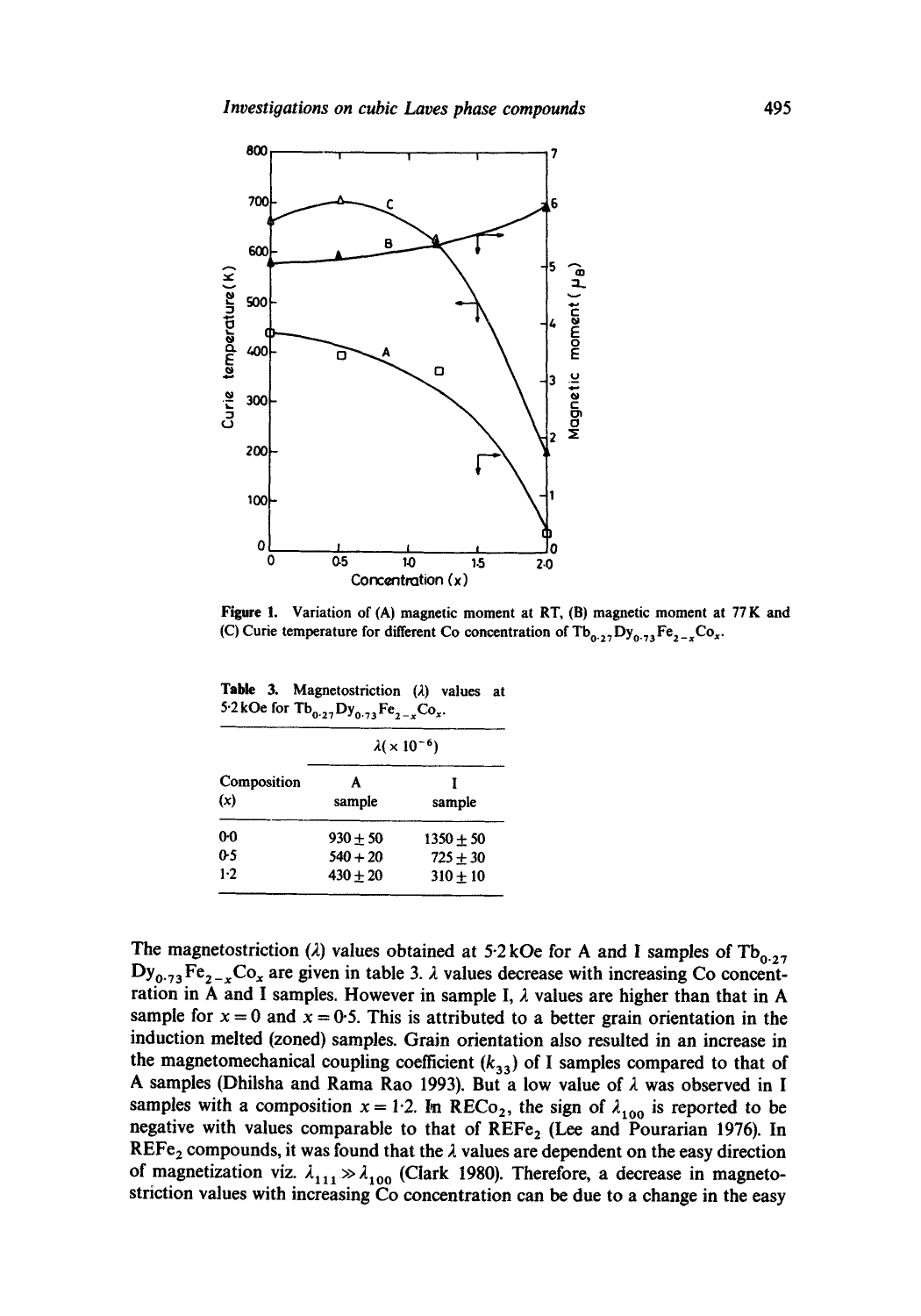Figure 1. Variation of (A) magnetic moment at RT, (B) magnetic moment at 77 K and (C) Curie temperature for different Co concentration of $Tb_{0.27}Dy_{0.73}Fe_{2-x}Co_x$.

Table 3. Magnetostriction ($\lambda$) values at 5·2 kOe for $Tb_{0.27}Dy_{0.73}Fe_{2-x}Co_x$.

| Composition ($x$) | $\lambda(\times 10^{-6})$ A sample | I sample |
|---|---|---|
| 0·0 | $930 \pm 50$ | $1350 \pm 50$ |
| 0·5 | $540 + 20$ | $725 \pm 30$ |
| 1·2 | $430 \pm 20$ | $310 \pm 10$ |

The magnetostriction ($\lambda$) values obtained at 5·2 kOe for A and I samples of $Tb_{0.27}Dy_{0.73}Fe_{2-x}Co_x$ are given in table 3. $\lambda$ values decrease with increasing Co concentration in A and I samples. However in sample I, $\lambda$ values are higher than that in A sample for $x = 0$ and $x = 0{\cdot}5$. This is attributed to a better grain orientation in the induction melted (zoned) samples. Grain orientation also resulted in an increase in the magnetomechanical coupling coefficient ($k_{33}$) of I samples compared to that of A samples (Dhilsha and Rama Rao 1993). But a low value of $\lambda$ was observed in I samples with a composition $x = 1{\cdot}2$. In $RECo_2$, the sign of $\lambda_{100}$ is reported to be negative with values comparable to that of $REFe_2$ (Lee and Pourarian 1976). In $REFe_2$ compounds, it was found that the $\lambda$ values are dependent on the easy direction of magnetization viz. $\lambda_{111} \gg \lambda_{100}$ (Clark 1980). Therefore, a decrease in magnetostriction values with increasing Co concentration can be due to a change in the easy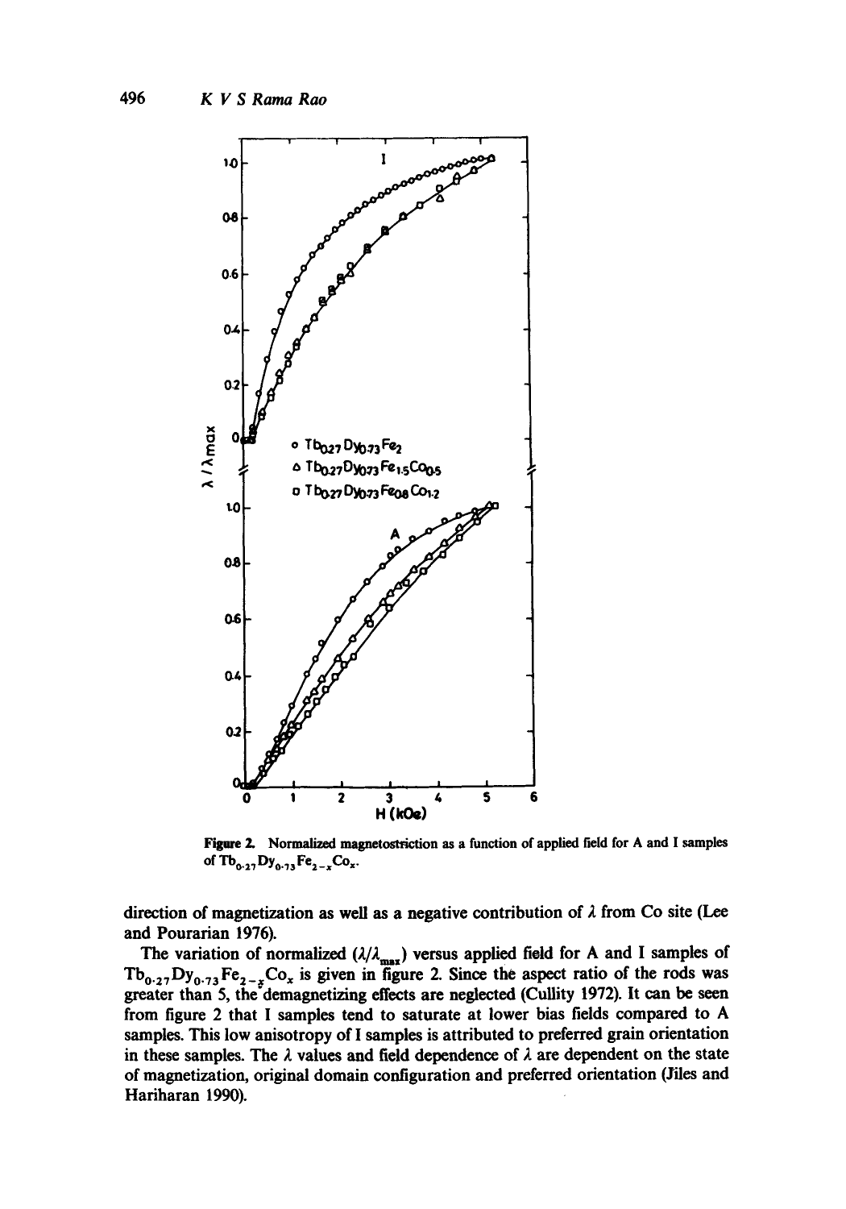**Figure 2.** Normalized magnetostriction as a function of applied field for A and I samples of $Tb_{0.27}Dy_{0.73}Fe_{2-x}Co_x$.

direction of magnetization as well as a negative contribution of $\lambda$ from Co site (Lee and Pourarian 1976).

The variation of normalized $(\lambda/\lambda_{max})$ versus applied field for A and I samples of $Tb_{0.27}Dy_{0.73}Fe_{2-x}Co_x$ is given in figure 2. Since the aspect ratio of the rods was greater than 5, the demagnetizing effects are neglected (Cullity 1972). It can be seen from figure 2 that I samples tend to saturate at lower bias fields compared to A samples. This low anisotropy of I samples is attributed to preferred grain orientation in these samples. The $\lambda$ values and field dependence of $\lambda$ are dependent on the state of magnetization, original domain configuration and preferred orientation (Jiles and Hariharan 1990).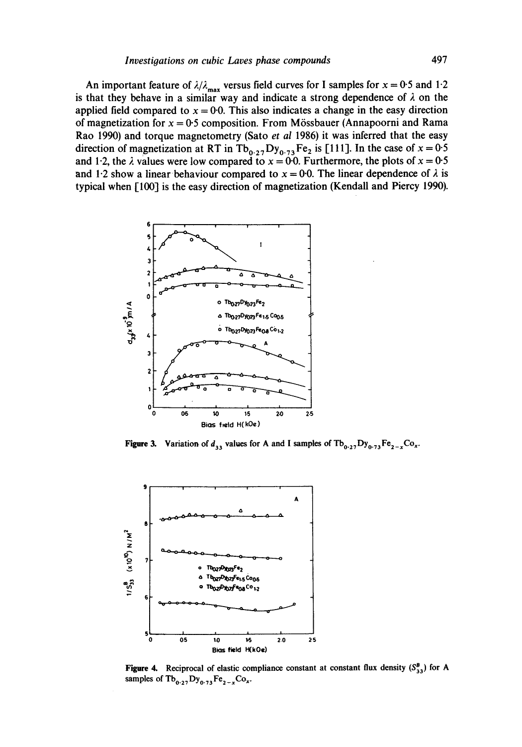An important feature of $\lambda/\lambda_{max}$ versus field curves for I samples for $x = 0{\cdot}5$ and $1{\cdot}2$ is that they behave in a similar way and indicate a strong dependence of $\lambda$ on the applied field compared to $x = 0{\cdot}0$. This also indicates a change in the easy direction of magnetization for $x = 0{\cdot}5$ composition. From Mössbauer (Annapoorni and Rama Rao 1990) and torque magnetometry (Sato *et al* 1986) it was inferred that the easy direction of magnetization at RT in $Tb_{0{\cdot}27}Dy_{0{\cdot}73}Fe_2$ is [111]. In the case of $x = 0{\cdot}5$ and $1{\cdot}2$, the $\lambda$ values were low compared to $x = 0{\cdot}0$. Furthermore, the plots of $x = 0{\cdot}5$ and $1{\cdot}2$ show a linear behaviour compared to $x = 0{\cdot}0$. The linear dependence of $\lambda$ is typical when [100] is the easy direction of magnetization (Kendall and Piercy 1990).

**Figure 3.** Variation of $d_{33}$ values for A and I samples of $Tb_{0{\cdot}27}Dy_{0{\cdot}73}Fe_{2-x}Co_x$.

**Figure 4.** Reciprocal of elastic compliance constant at constant flux density ($S^B_{33}$) for A samples of $Tb_{0{\cdot}27}Dy_{0{\cdot}73}Fe_{2-x}Co_x$.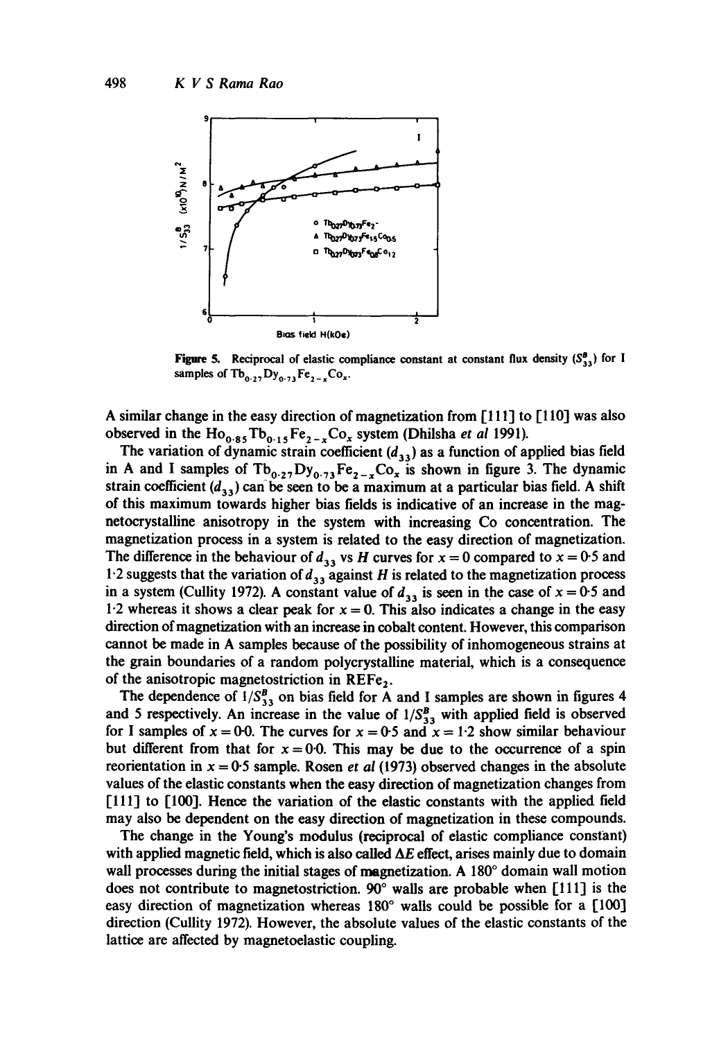Figure 5. Reciprocal of elastic compliance constant at constant flux density ($S_{33}^{B}$) for I samples of $Tb_{0\cdot27}Dy_{0\cdot73}Fe_{2-x}Co_x$.

A similar change in the easy direction of magnetization from [111] to [110] was also observed in the $Ho_{0\cdot85}Tb_{0\cdot15}Fe_{2-x}Co_x$ system (Dhilsha *et al* 1991).

The variation of dynamic strain coefficient ($d_{33}$) as a function of applied bias field in A and I samples of $Tb_{0\cdot27}Dy_{0\cdot73}Fe_{2-x}Co_x$ is shown in figure 3. The dynamic strain coefficient ($d_{33}$) can be seen to be a maximum at a particular bias field. A shift of this maximum towards higher bias fields is indicative of an increase in the magnetocrystalline anisotropy in the system with increasing Co concentration. The magnetization process in a system is related to the easy direction of magnetization. The difference in the behaviour of $d_{33}$ vs $H$ curves for $x = 0$ compared to $x = 0\cdot5$ and $1\cdot2$ suggests that the variation of $d_{33}$ against $H$ is related to the magnetization process in a system (Cullity 1972). A constant value of $d_{33}$ is seen in the case of $x = 0\cdot5$ and $1\cdot2$ whereas it shows a clear peak for $x = 0$. This also indicates a change in the easy direction of magnetization with an increase in cobalt content. However, this comparison cannot be made in A samples because of the possibility of inhomogeneous strains at the grain boundaries of a random polycrystalline material, which is a consequence of the anisotropic magnetostriction in $REFe_2$.

The dependence of $1/S_{33}^{B}$ on bias field for A and I samples are shown in figures 4 and 5 respectively. An increase in the value of $1/S_{33}^{B}$ with applied field is observed for I samples of $x = 0\cdot0$. The curves for $x = 0\cdot5$ and $x = 1\cdot2$ show similar behaviour but different from that for $x = 0\cdot0$. This may be due to the occurrence of a spin reorientation in $x = 0\cdot5$ sample. Rosen *et al* (1973) observed changes in the absolute values of the elastic constants when the easy direction of magnetization changes from [111] to [100]. Hence the variation of the elastic constants with the applied field may also be dependent on the easy direction of magnetization in these compounds.

The change in the Young's modulus (reciprocal of elastic compliance constant) with applied magnetic field, which is also called $\Delta E$ effect, arises mainly due to domain wall processes during the initial stages of magnetization. A 180° domain wall motion does not contribute to magnetostriction. 90° walls are probable when [111] is the easy direction of magnetization whereas 180° walls could be possible for a [100] direction (Cullity 1972). However, the absolute values of the elastic constants of the lattice are affected by magnetoelastic coupling.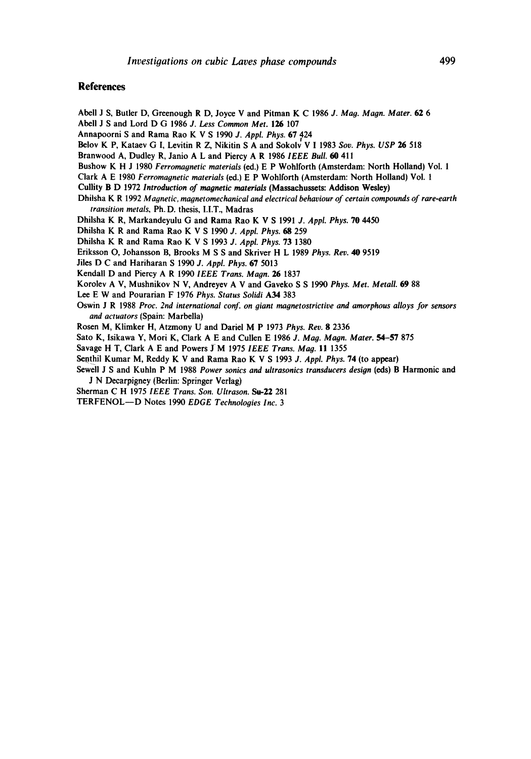## References

Abell J S, Butler D, Greenough R D, Joyce V and Pitman K C 1986 *J. Mag. Magn. Mater.* **62** 6

Abell J S and Lord D G 1986 *J. Less Common Met.* **126** 107

Annapoorni S and Rama Rao K V S 1990 *J. Appl. Phys.* **67** 424

Belov K P, Kataev G I, Levitin R Z, Nikitin S A and Sokolv V I 1983 *Sov. Phys. USP* **26** 518

Branwood A, Dudley R, Janio A L and Piercy A R 1986 *IEEE Bull.* **60** 411

Bushow K H J 1980 *Ferromagnetic materials* (ed.) E P Wohlforth (Amsterdam: North Holland) Vol. 1

Clark A E 1980 *Ferromagnetic materials* (ed.) E P Wohlforth (Amsterdam: North Holland) Vol. 1

Cullity B D 1972 *Introduction of magnetic materials* (Massachussets: Addison Wesley)

Dhilsha K R 1992 *Magnetic, magnetomechanical and electrical behaviour of certain compounds of rare-earth transition metals*, Ph. D. thesis, I.I.T., Madras

Dhilsha K R, Markandeyulu G and Rama Rao K V S 1991 *J. Appl. Phys.* **70** 4450

Dhilsha K R and Rama Rao K V S 1990 *J. Appl. Phys.* **68** 259

Dhilsha K R and Rama Rao K V S 1993 *J. Appl. Phys.* **73** 1380

Eriksson O, Johansson B, Brooks M S S and Skriver H L 1989 *Phys. Rev.* **40** 9519

Jiles D C and Hariharan S 1990 *J. Appl. Phys.* **67** 5013

Kendall D and Piercy A R 1990 *IEEE Trans. Magn.* **26** 1837

Korolev A V, Mushnikov N V, Andreyev A V and Gaveko S S 1990 *Phys. Met. Metall.* **69** 88

Lee E W and Pourarian F 1976 *Phys. Status Solidi* **A34** 383

Oswin J R 1988 *Proc. 2nd international conf. on giant magnetostrictive and amorphous alloys for sensors and actuators* (Spain: Marbella)

Rosen M, Klimker H, Atzmony U and Dariel M P 1973 *Phys. Rev.* **8** 2336

Sato K, Isikawa Y, Mori K, Clark A E and Cullen E 1986 *J. Mag. Magn. Mater.* **54–57** 875

Savage H T, Clark A E and Powers J M 1975 *IEEE Trans. Mag.* **11** 1355

Senthil Kumar M, Reddy K V and Rama Rao K V S 1993 *J. Appl. Phys.* **74** (to appear)

Sewell J S and Kuhln P M 1988 *Power sonics and ultrasonics transducers design* (eds) B Harmonic and J N Decarpigney (Berlin: Springer Verlag)

Sherman C H 1975 *IEEE Trans. Son. Ultrason.* **Su-22** 281

TERFENOL—D Notes 1990 *EDGE Technologies Inc.* 3